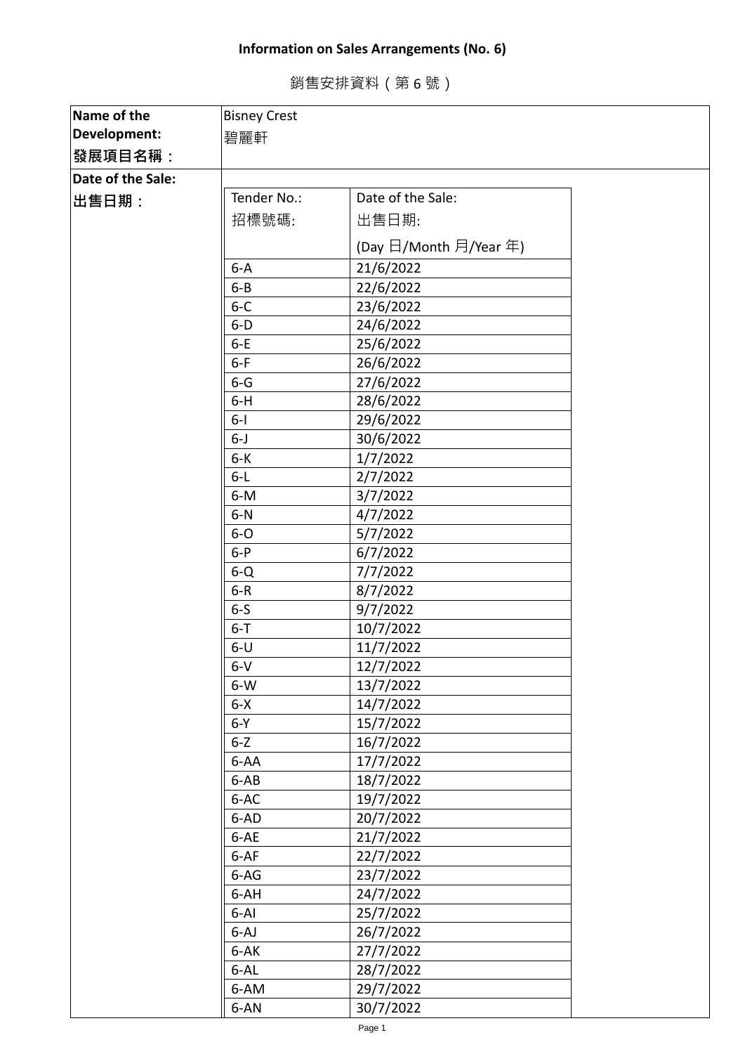# Information on Sales Arrangements (No. 6)

銷售安排資料（第 6 號）

| **Name of the Development:** **發展項目名稱：** | Bisney Crest 碧麗軒 |
|---|---|

**Date of the Sale:**
**出售日期：**

| Tender No.: 招標號碼: | Date of the Sale: 出售日期: (Day 日/Month 月/Year 年) |
|---|---|
| 6-A | 21/6/2022 |
| 6-B | 22/6/2022 |
| 6-C | 23/6/2022 |
| 6-D | 24/6/2022 |
| 6-E | 25/6/2022 |
| 6-F | 26/6/2022 |
| 6-G | 27/6/2022 |
| 6-H | 28/6/2022 |
| 6-I | 29/6/2022 |
| 6-J | 30/6/2022 |
| 6-K | 1/7/2022 |
| 6-L | 2/7/2022 |
| 6-M | 3/7/2022 |
| 6-N | 4/7/2022 |
| 6-O | 5/7/2022 |
| 6-P | 6/7/2022 |
| 6-Q | 7/7/2022 |
| 6-R | 8/7/2022 |
| 6-S | 9/7/2022 |
| 6-T | 10/7/2022 |
| 6-U | 11/7/2022 |
| 6-V | 12/7/2022 |
| 6-W | 13/7/2022 |
| 6-X | 14/7/2022 |
| 6-Y | 15/7/2022 |
| 6-Z | 16/7/2022 |
| 6-AA | 17/7/2022 |
| 6-AB | 18/7/2022 |
| 6-AC | 19/7/2022 |
| 6-AD | 20/7/2022 |
| 6-AE | 21/7/2022 |
| 6-AF | 22/7/2022 |
| 6-AG | 23/7/2022 |
| 6-AH | 24/7/2022 |
| 6-AI | 25/7/2022 |
| 6-AJ | 26/7/2022 |
| 6-AK | 27/7/2022 |
| 6-AL | 28/7/2022 |
| 6-AM | 29/7/2022 |
| 6-AN | 30/7/2022 |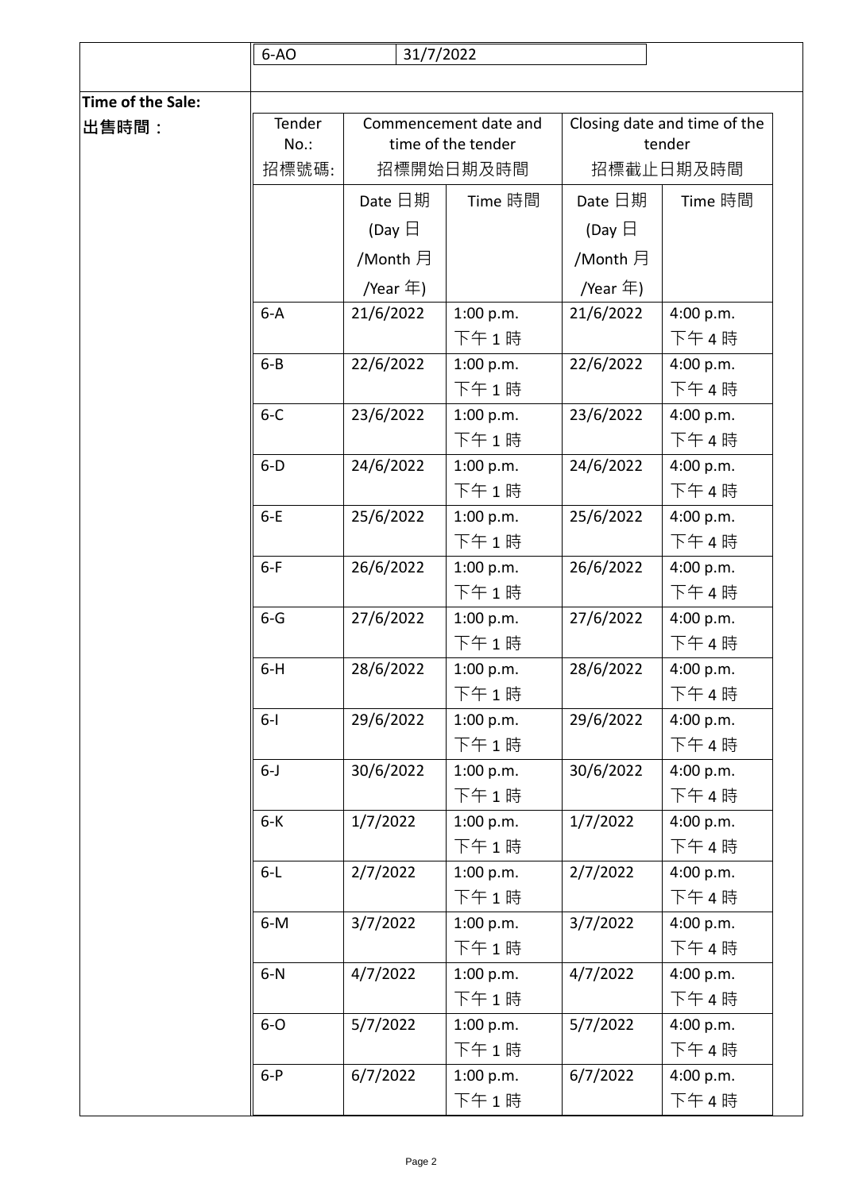| | | | | | |
|---|---|---|---|---|---|
| | 6-AO | 31/7/2022 | | | |

**Time of the Sale:**
**出售時間：**

| Tender No.: 招標號碼: | Commencement date and time of the tender 招標開始日期及時間 | | Closing date and time of the tender 招標截止日期及時間 | |
|---|---|---|---|---|
| | Date 日期 (Day 日 /Month 月 /Year 年) | Time 時間 | Date 日期 (Day 日 /Month 月 /Year 年) | Time 時間 |
| 6-A | 21/6/2022 | 1:00 p.m. 下午 1 時 | 21/6/2022 | 4:00 p.m. 下午 4 時 |
| 6-B | 22/6/2022 | 1:00 p.m. 下午 1 時 | 22/6/2022 | 4:00 p.m. 下午 4 時 |
| 6-C | 23/6/2022 | 1:00 p.m. 下午 1 時 | 23/6/2022 | 4:00 p.m. 下午 4 時 |
| 6-D | 24/6/2022 | 1:00 p.m. 下午 1 時 | 24/6/2022 | 4:00 p.m. 下午 4 時 |
| 6-E | 25/6/2022 | 1:00 p.m. 下午 1 時 | 25/6/2022 | 4:00 p.m. 下午 4 時 |
| 6-F | 26/6/2022 | 1:00 p.m. 下午 1 時 | 26/6/2022 | 4:00 p.m. 下午 4 時 |
| 6-G | 27/6/2022 | 1:00 p.m. 下午 1 時 | 27/6/2022 | 4:00 p.m. 下午 4 時 |
| 6-H | 28/6/2022 | 1:00 p.m. 下午 1 時 | 28/6/2022 | 4:00 p.m. 下午 4 時 |
| 6-I | 29/6/2022 | 1:00 p.m. 下午 1 時 | 29/6/2022 | 4:00 p.m. 下午 4 時 |
| 6-J | 30/6/2022 | 1:00 p.m. 下午 1 時 | 30/6/2022 | 4:00 p.m. 下午 4 時 |
| 6-K | 1/7/2022 | 1:00 p.m. 下午 1 時 | 1/7/2022 | 4:00 p.m. 下午 4 時 |
| 6-L | 2/7/2022 | 1:00 p.m. 下午 1 時 | 2/7/2022 | 4:00 p.m. 下午 4 時 |
| 6-M | 3/7/2022 | 1:00 p.m. 下午 1 時 | 3/7/2022 | 4:00 p.m. 下午 4 時 |
| 6-N | 4/7/2022 | 1:00 p.m. 下午 1 時 | 4/7/2022 | 4:00 p.m. 下午 4 時 |
| 6-O | 5/7/2022 | 1:00 p.m. 下午 1 時 | 5/7/2022 | 4:00 p.m. 下午 4 時 |
| 6-P | 6/7/2022 | 1:00 p.m. 下午 1 時 | 6/7/2022 | 4:00 p.m. 下午 4 時 |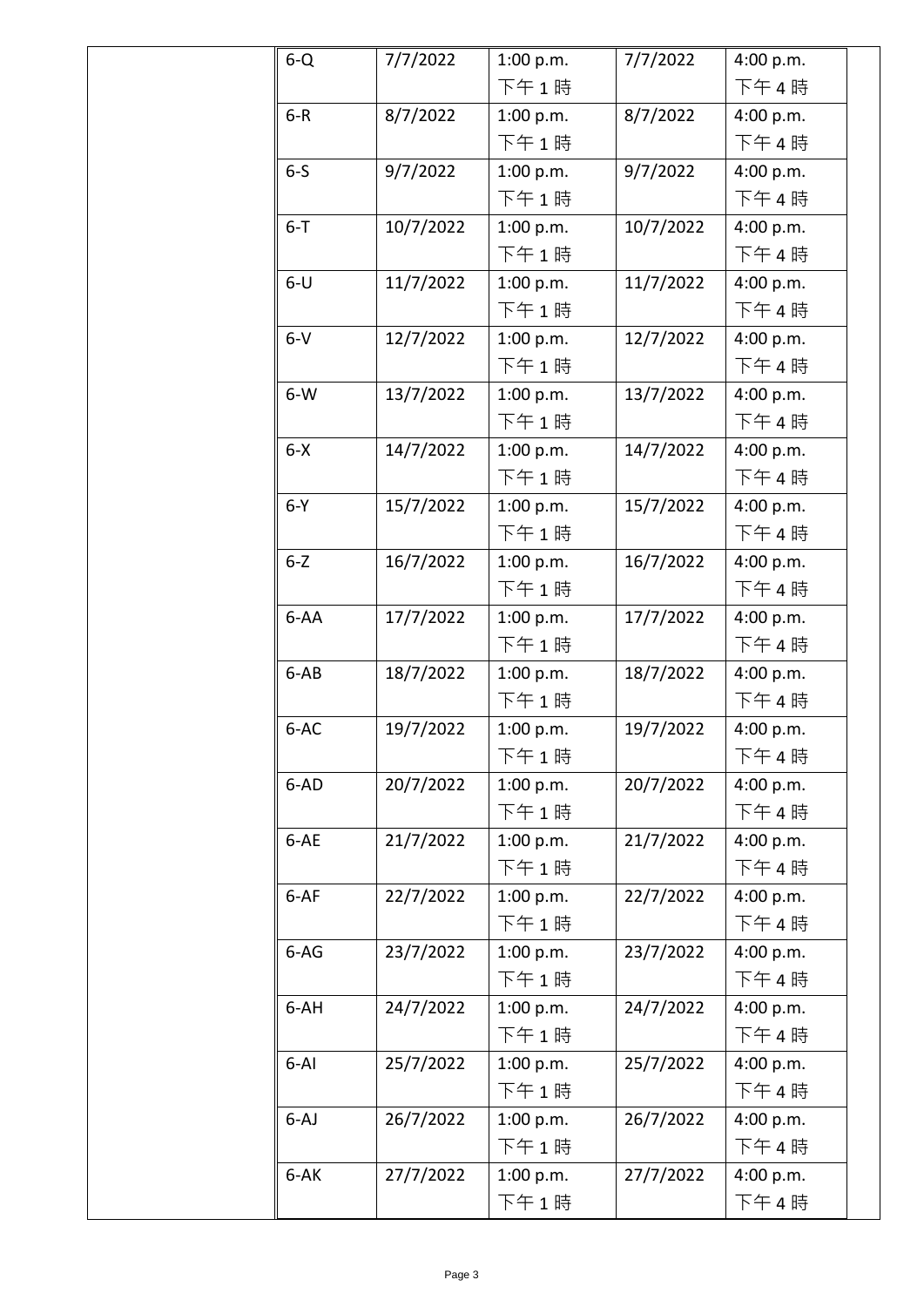| | | | | | |
|---|---|---|---|---|---|
| | 6-Q | 7/7/2022 | 1:00 p.m.<br>下午 1 時 | 7/7/2022 | 4:00 p.m.<br>下午 4 時 |
| | 6-R | 8/7/2022 | 1:00 p.m.<br>下午 1 時 | 8/7/2022 | 4:00 p.m.<br>下午 4 時 |
| | 6-S | 9/7/2022 | 1:00 p.m.<br>下午 1 時 | 9/7/2022 | 4:00 p.m.<br>下午 4 時 |
| | 6-T | 10/7/2022 | 1:00 p.m.<br>下午 1 時 | 10/7/2022 | 4:00 p.m.<br>下午 4 時 |
| | 6-U | 11/7/2022 | 1:00 p.m.<br>下午 1 時 | 11/7/2022 | 4:00 p.m.<br>下午 4 時 |
| | 6-V | 12/7/2022 | 1:00 p.m.<br>下午 1 時 | 12/7/2022 | 4:00 p.m.<br>下午 4 時 |
| | 6-W | 13/7/2022 | 1:00 p.m.<br>下午 1 時 | 13/7/2022 | 4:00 p.m.<br>下午 4 時 |
| | 6-X | 14/7/2022 | 1:00 p.m.<br>下午 1 時 | 14/7/2022 | 4:00 p.m.<br>下午 4 時 |
| | 6-Y | 15/7/2022 | 1:00 p.m.<br>下午 1 時 | 15/7/2022 | 4:00 p.m.<br>下午 4 時 |
| | 6-Z | 16/7/2022 | 1:00 p.m.<br>下午 1 時 | 16/7/2022 | 4:00 p.m.<br>下午 4 時 |
| | 6-AA | 17/7/2022 | 1:00 p.m.<br>下午 1 時 | 17/7/2022 | 4:00 p.m.<br>下午 4 時 |
| | 6-AB | 18/7/2022 | 1:00 p.m.<br>下午 1 時 | 18/7/2022 | 4:00 p.m.<br>下午 4 時 |
| | 6-AC | 19/7/2022 | 1:00 p.m.<br>下午 1 時 | 19/7/2022 | 4:00 p.m.<br>下午 4 時 |
| | 6-AD | 20/7/2022 | 1:00 p.m.<br>下午 1 時 | 20/7/2022 | 4:00 p.m.<br>下午 4 時 |
| | 6-AE | 21/7/2022 | 1:00 p.m.<br>下午 1 時 | 21/7/2022 | 4:00 p.m.<br>下午 4 時 |
| | 6-AF | 22/7/2022 | 1:00 p.m.<br>下午 1 時 | 22/7/2022 | 4:00 p.m.<br>下午 4 時 |
| | 6-AG | 23/7/2022 | 1:00 p.m.<br>下午 1 時 | 23/7/2022 | 4:00 p.m.<br>下午 4 時 |
| | 6-AH | 24/7/2022 | 1:00 p.m.<br>下午 1 時 | 24/7/2022 | 4:00 p.m.<br>下午 4 時 |
| | 6-AI | 25/7/2022 | 1:00 p.m.<br>下午 1 時 | 25/7/2022 | 4:00 p.m.<br>下午 4 時 |
| | 6-AJ | 26/7/2022 | 1:00 p.m.<br>下午 1 時 | 26/7/2022 | 4:00 p.m.<br>下午 4 時 |
| | 6-AK | 27/7/2022 | 1:00 p.m.<br>下午 1 時 | 27/7/2022 | 4:00 p.m.<br>下午 4 時 |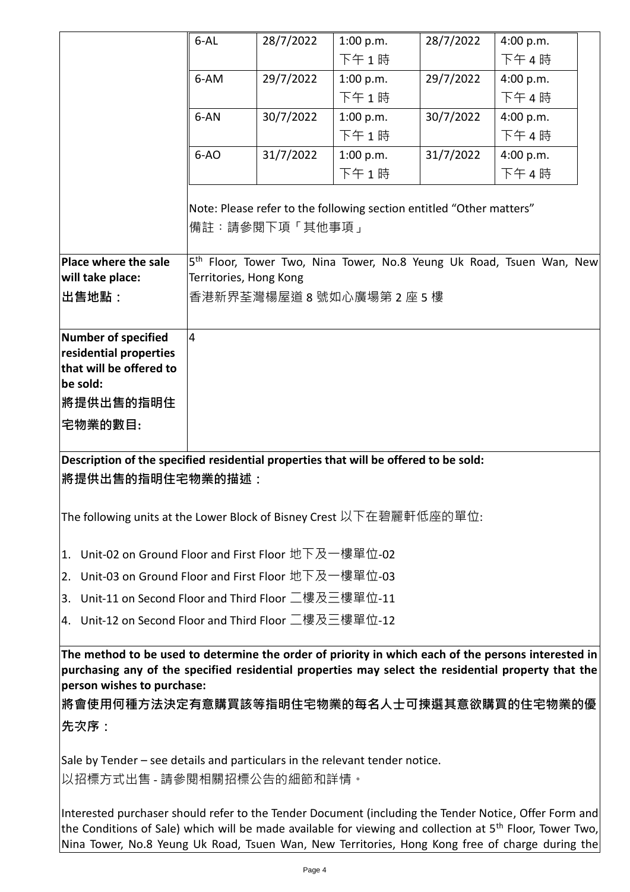| | | | | | |
|---|---|---|---|---|---|
| 6-AL | 28/7/2022 | 1:00 p.m. 下午 1 時 | 28/7/2022 | 4:00 p.m. 下午 4 時 |
| 6-AM | 29/7/2022 | 1:00 p.m. 下午 1 時 | 29/7/2022 | 4:00 p.m. 下午 4 時 |
| 6-AN | 30/7/2022 | 1:00 p.m. 下午 1 時 | 30/7/2022 | 4:00 p.m. 下午 4 時 |
| 6-AO | 31/7/2022 | 1:00 p.m. 下午 1 時 | 31/7/2022 | 4:00 p.m. 下午 4 時 |

Note: Please refer to the following section entitled "Other matters"
備註：請參閱下項「其他事項」

| | |
|---|---|
| **Place where the sale will take place:** **出售地點：** | 5th Floor, Tower Two, Nina Tower, No.8 Yeung Uk Road, Tsuen Wan, New Territories, Hong Kong 香港新界荃灣楊屋道 8 號如心廣場第 2 座 5 樓 |
| **Number of specified residential properties that will be offered to be sold:** **將提供出售的指明住宅物業的數目:** | 4 |

**Description of the specified residential properties that will be offered to be sold:**
**將提供出售的指明住宅物業的描述：**

The following units at the Lower Block of Bisney Crest 以下在碧麗軒低座的單位:

1. Unit-02 on Ground Floor and First Floor 地下及一樓單位-02
2. Unit-03 on Ground Floor and First Floor 地下及一樓單位-03
3. Unit-11 on Second Floor and Third Floor 二樓及三樓單位-11
4. Unit-12 on Second Floor and Third Floor 二樓及三樓單位-12

**The method to be used to determine the order of priority in which each of the persons interested in purchasing any of the specified residential properties may select the residential property that the person wishes to purchase:**
**將會使用何種方法決定有意購買該等指明住宅物業的每名人士可揀選其意欲購買的住宅物業的優先次序：**

Sale by Tender – see details and particulars in the relevant tender notice.
以招標方式出售 - 請參閱相關招標公告的細節和詳情。

Interested purchaser should refer to the Tender Document (including the Tender Notice, Offer Form and the Conditions of Sale) which will be made available for viewing and collection at 5th Floor, Tower Two, Nina Tower, No.8 Yeung Uk Road, Tsuen Wan, New Territories, Hong Kong free of charge during the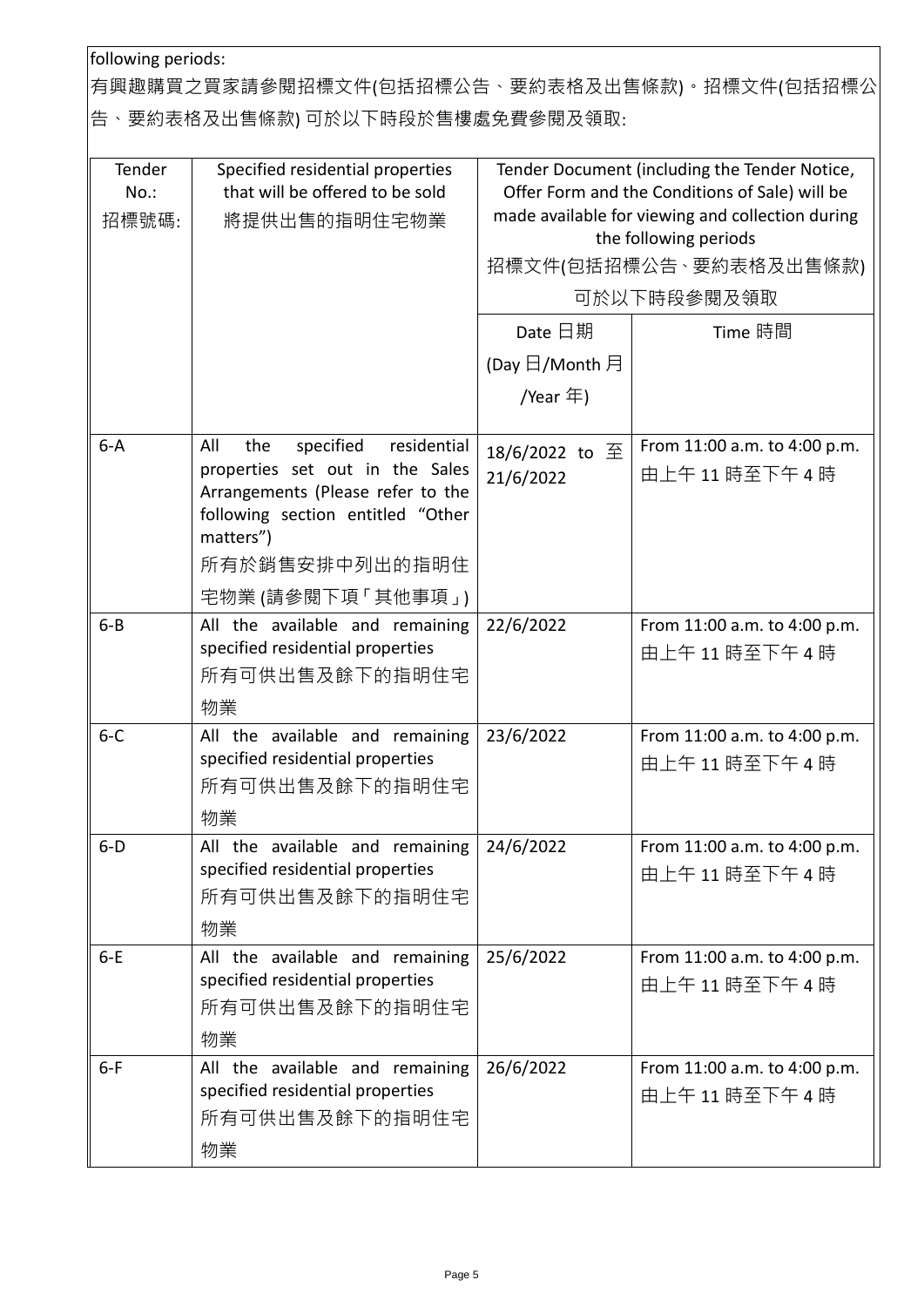following periods:

有興趣購買之買家請參閱招標文件(包括招標公告、要約表格及出售條款)。招標文件(包括招標公告、要約表格及出售條款) 可於以下時段於售樓處免費參閱及領取:

| Tender No.: 招標號碼: | Specified residential properties that will be offered to be sold 將提供出售的指明住宅物業 | Tender Document (including the Tender Notice, Offer Form and the Conditions of Sale) will be made available for viewing and collection during the following periods 招標文件(包括招標公告、要約表格及出售條款) 可於以下時段參閱及領取 | |
|---|---|---|---|
| | | Date 日期 (Day 日/Month 月/Year 年) | Time 時間 |
| 6-A | All the specified residential properties set out in the Sales Arrangements (Please refer to the following section entitled "Other matters") 所有於銷售安排中列出的指明住宅物業 (請參閱下項「其他事項」) | 18/6/2022 to 至 21/6/2022 | From 11:00 a.m. to 4:00 p.m. 由上午 11 時至下午 4 時 |
| 6-B | All the available and remaining specified residential properties 所有可供出售及餘下的指明住宅物業 | 22/6/2022 | From 11:00 a.m. to 4:00 p.m. 由上午 11 時至下午 4 時 |
| 6-C | All the available and remaining specified residential properties 所有可供出售及餘下的指明住宅物業 | 23/6/2022 | From 11:00 a.m. to 4:00 p.m. 由上午 11 時至下午 4 時 |
| 6-D | All the available and remaining specified residential properties 所有可供出售及餘下的指明住宅物業 | 24/6/2022 | From 11:00 a.m. to 4:00 p.m. 由上午 11 時至下午 4 時 |
| 6-E | All the available and remaining specified residential properties 所有可供出售及餘下的指明住宅物業 | 25/6/2022 | From 11:00 a.m. to 4:00 p.m. 由上午 11 時至下午 4 時 |
| 6-F | All the available and remaining specified residential properties 所有可供出售及餘下的指明住宅物業 | 26/6/2022 | From 11:00 a.m. to 4:00 p.m. 由上午 11 時至下午 4 時 |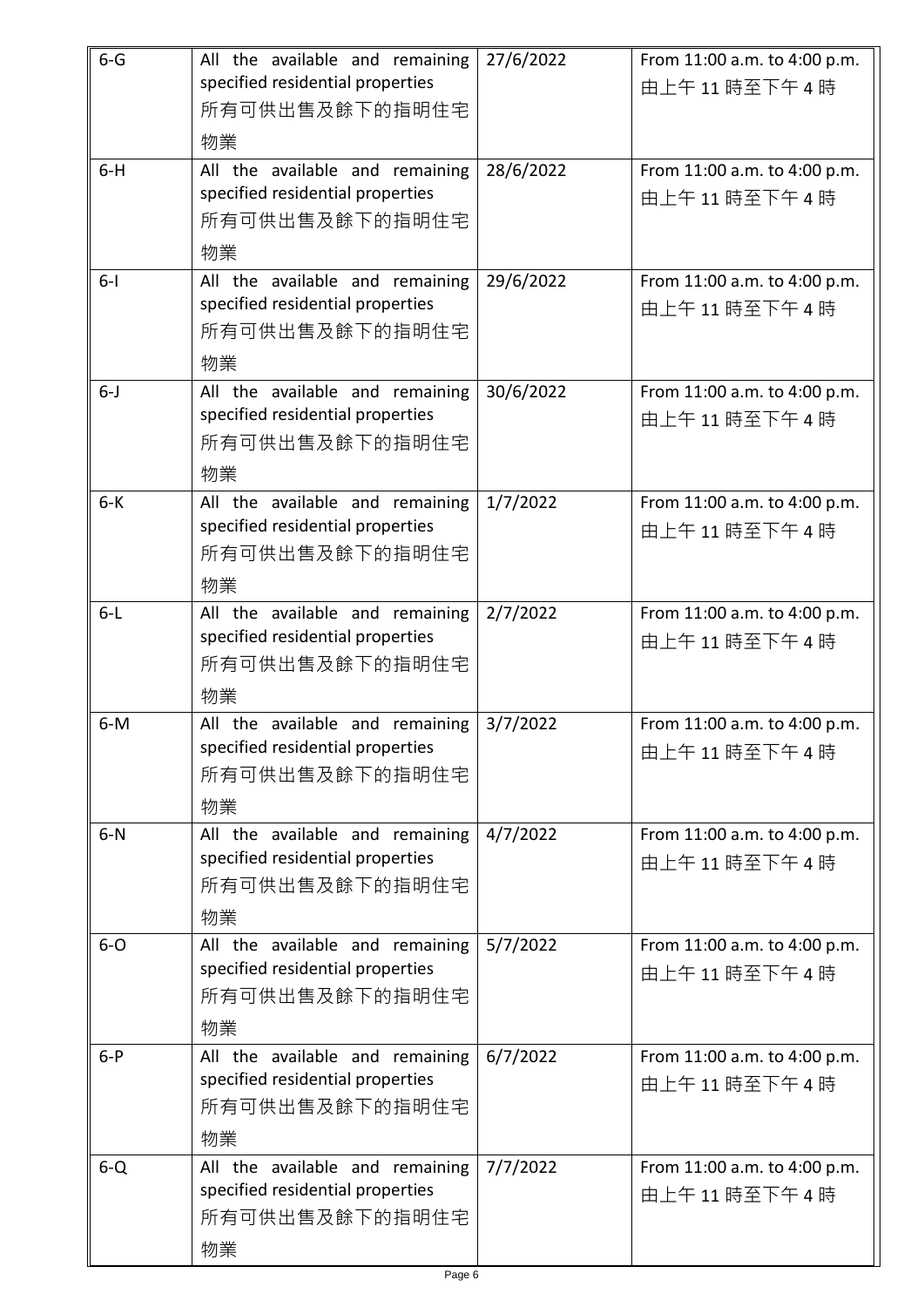| 6-G | All the available and remaining specified residential properties 所有可供出售及餘下的指明住宅物業 | 27/6/2022 | From 11:00 a.m. to 4:00 p.m. 由上午 11 時至下午 4 時 |
|---|---|---|---|
| 6-H | All the available and remaining specified residential properties 所有可供出售及餘下的指明住宅物業 | 28/6/2022 | From 11:00 a.m. to 4:00 p.m. 由上午 11 時至下午 4 時 |
| 6-I | All the available and remaining specified residential properties 所有可供出售及餘下的指明住宅物業 | 29/6/2022 | From 11:00 a.m. to 4:00 p.m. 由上午 11 時至下午 4 時 |
| 6-J | All the available and remaining specified residential properties 所有可供出售及餘下的指明住宅物業 | 30/6/2022 | From 11:00 a.m. to 4:00 p.m. 由上午 11 時至下午 4 時 |
| 6-K | All the available and remaining specified residential properties 所有可供出售及餘下的指明住宅物業 | 1/7/2022 | From 11:00 a.m. to 4:00 p.m. 由上午 11 時至下午 4 時 |
| 6-L | All the available and remaining specified residential properties 所有可供出售及餘下的指明住宅物業 | 2/7/2022 | From 11:00 a.m. to 4:00 p.m. 由上午 11 時至下午 4 時 |
| 6-M | All the available and remaining specified residential properties 所有可供出售及餘下的指明住宅物業 | 3/7/2022 | From 11:00 a.m. to 4:00 p.m. 由上午 11 時至下午 4 時 |
| 6-N | All the available and remaining specified residential properties 所有可供出售及餘下的指明住宅物業 | 4/7/2022 | From 11:00 a.m. to 4:00 p.m. 由上午 11 時至下午 4 時 |
| 6-O | All the available and remaining specified residential properties 所有可供出售及餘下的指明住宅物業 | 5/7/2022 | From 11:00 a.m. to 4:00 p.m. 由上午 11 時至下午 4 時 |
| 6-P | All the available and remaining specified residential properties 所有可供出售及餘下的指明住宅物業 | 6/7/2022 | From 11:00 a.m. to 4:00 p.m. 由上午 11 時至下午 4 時 |
| 6-Q | All the available and remaining specified residential properties 所有可供出售及餘下的指明住宅物業 | 7/7/2022 | From 11:00 a.m. to 4:00 p.m. 由上午 11 時至下午 4 時 |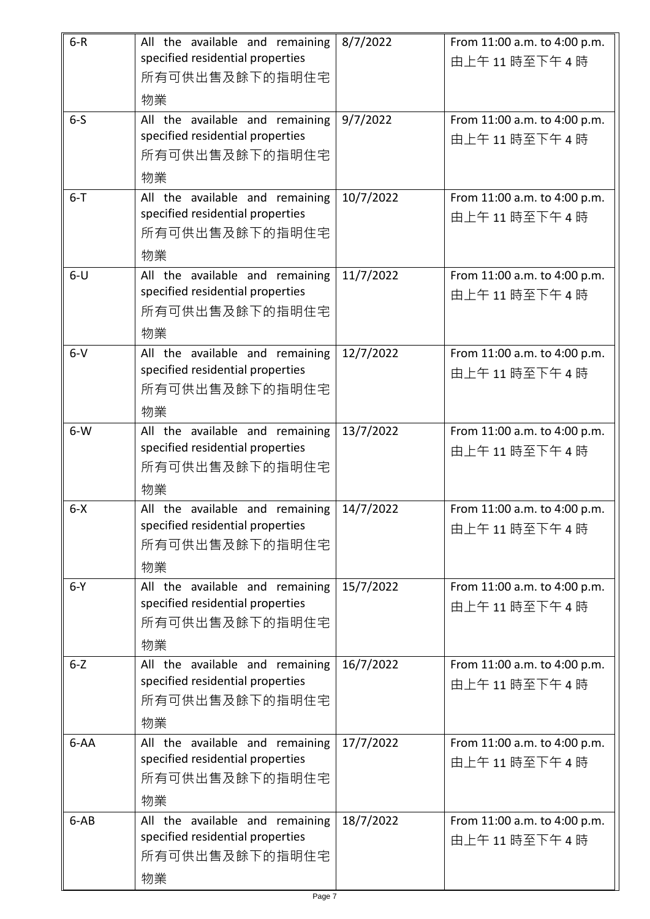| 6-R | All the available and remaining specified residential properties 所有可供出售及餘下的指明住宅物業 | 8/7/2022 | From 11:00 a.m. to 4:00 p.m. 由上午 11 時至下午 4 時 |
|---|---|---|---|
| 6-S | All the available and remaining specified residential properties 所有可供出售及餘下的指明住宅物業 | 9/7/2022 | From 11:00 a.m. to 4:00 p.m. 由上午 11 時至下午 4 時 |
| 6-T | All the available and remaining specified residential properties 所有可供出售及餘下的指明住宅物業 | 10/7/2022 | From 11:00 a.m. to 4:00 p.m. 由上午 11 時至下午 4 時 |
| 6-U | All the available and remaining specified residential properties 所有可供出售及餘下的指明住宅物業 | 11/7/2022 | From 11:00 a.m. to 4:00 p.m. 由上午 11 時至下午 4 時 |
| 6-V | All the available and remaining specified residential properties 所有可供出售及餘下的指明住宅物業 | 12/7/2022 | From 11:00 a.m. to 4:00 p.m. 由上午 11 時至下午 4 時 |
| 6-W | All the available and remaining specified residential properties 所有可供出售及餘下的指明住宅物業 | 13/7/2022 | From 11:00 a.m. to 4:00 p.m. 由上午 11 時至下午 4 時 |
| 6-X | All the available and remaining specified residential properties 所有可供出售及餘下的指明住宅物業 | 14/7/2022 | From 11:00 a.m. to 4:00 p.m. 由上午 11 時至下午 4 時 |
| 6-Y | All the available and remaining specified residential properties 所有可供出售及餘下的指明住宅物業 | 15/7/2022 | From 11:00 a.m. to 4:00 p.m. 由上午 11 時至下午 4 時 |
| 6-Z | All the available and remaining specified residential properties 所有可供出售及餘下的指明住宅物業 | 16/7/2022 | From 11:00 a.m. to 4:00 p.m. 由上午 11 時至下午 4 時 |
| 6-AA | All the available and remaining specified residential properties 所有可供出售及餘下的指明住宅物業 | 17/7/2022 | From 11:00 a.m. to 4:00 p.m. 由上午 11 時至下午 4 時 |
| 6-AB | All the available and remaining specified residential properties 所有可供出售及餘下的指明住宅物業 | 18/7/2022 | From 11:00 a.m. to 4:00 p.m. 由上午 11 時至下午 4 時 |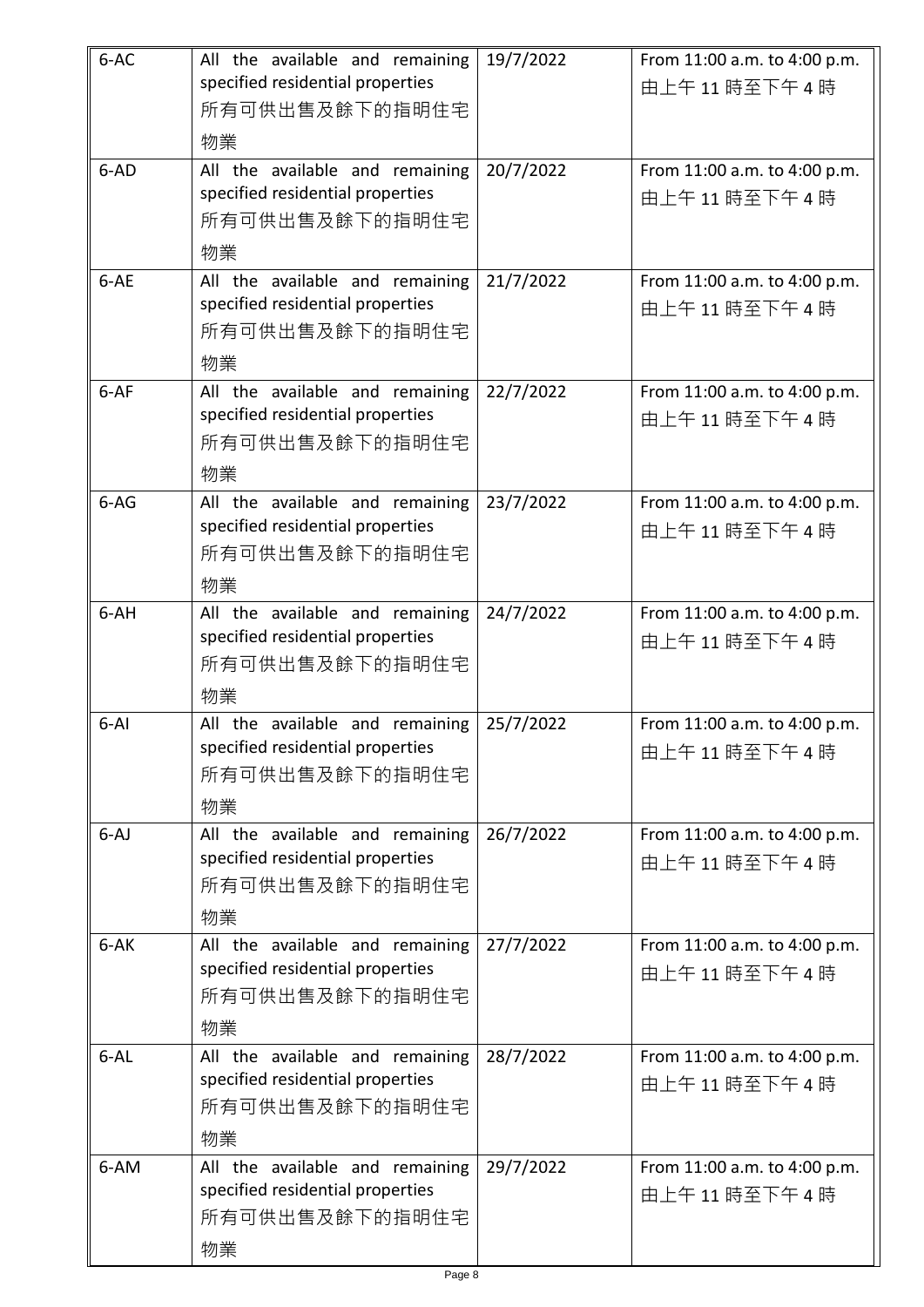| 6-AC | All the available and remaining specified residential properties 所有可供出售及餘下的指明住宅物業 | 19/7/2022 | From 11:00 a.m. to 4:00 p.m. 由上午 11 時至下午 4 時 |
|---|---|---|---|
| 6-AD | All the available and remaining specified residential properties 所有可供出售及餘下的指明住宅物業 | 20/7/2022 | From 11:00 a.m. to 4:00 p.m. 由上午 11 時至下午 4 時 |
| 6-AE | All the available and remaining specified residential properties 所有可供出售及餘下的指明住宅物業 | 21/7/2022 | From 11:00 a.m. to 4:00 p.m. 由上午 11 時至下午 4 時 |
| 6-AF | All the available and remaining specified residential properties 所有可供出售及餘下的指明住宅物業 | 22/7/2022 | From 11:00 a.m. to 4:00 p.m. 由上午 11 時至下午 4 時 |
| 6-AG | All the available and remaining specified residential properties 所有可供出售及餘下的指明住宅物業 | 23/7/2022 | From 11:00 a.m. to 4:00 p.m. 由上午 11 時至下午 4 時 |
| 6-AH | All the available and remaining specified residential properties 所有可供出售及餘下的指明住宅物業 | 24/7/2022 | From 11:00 a.m. to 4:00 p.m. 由上午 11 時至下午 4 時 |
| 6-AI | All the available and remaining specified residential properties 所有可供出售及餘下的指明住宅物業 | 25/7/2022 | From 11:00 a.m. to 4:00 p.m. 由上午 11 時至下午 4 時 |
| 6-AJ | All the available and remaining specified residential properties 所有可供出售及餘下的指明住宅物業 | 26/7/2022 | From 11:00 a.m. to 4:00 p.m. 由上午 11 時至下午 4 時 |
| 6-AK | All the available and remaining specified residential properties 所有可供出售及餘下的指明住宅物業 | 27/7/2022 | From 11:00 a.m. to 4:00 p.m. 由上午 11 時至下午 4 時 |
| 6-AL | All the available and remaining specified residential properties 所有可供出售及餘下的指明住宅物業 | 28/7/2022 | From 11:00 a.m. to 4:00 p.m. 由上午 11 時至下午 4 時 |
| 6-AM | All the available and remaining specified residential properties 所有可供出售及餘下的指明住宅物業 | 29/7/2022 | From 11:00 a.m. to 4:00 p.m. 由上午 11 時至下午 4 時 |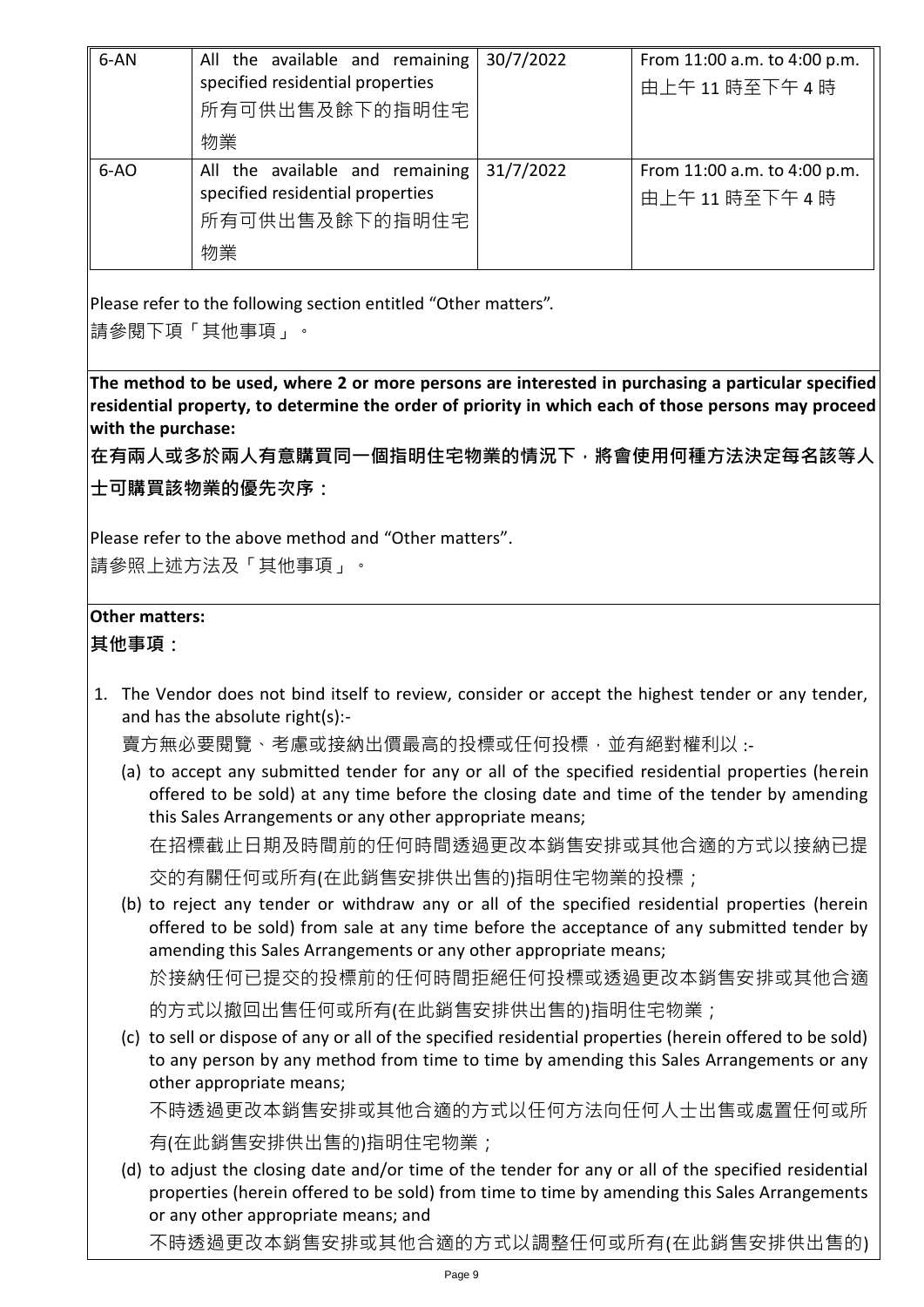| 6-AN | All the available and remaining specified residential properties 所有可供出售及餘下的指明住宅物業 | 30/7/2022 | From 11:00 a.m. to 4:00 p.m. 由上午 11 時至下午 4 時 |
|---|---|---|---|
| 6-AO | All the available and remaining specified residential properties 所有可供出售及餘下的指明住宅物業 | 31/7/2022 | From 11:00 a.m. to 4:00 p.m. 由上午 11 時至下午 4 時 |

Please refer to the following section entitled "Other matters".
請參閱下項「其他事項」。

**The method to be used, where 2 or more persons are interested in purchasing a particular specified residential property, to determine the order of priority in which each of those persons may proceed with the purchase:**

**在有兩人或多於兩人有意購買同一個指明住宅物業的情況下，將會使用何種方法決定每名該等人士可購買該物業的優先次序：**

Please refer to the above method and "Other matters".
請參照上述方法及「其他事項」。

**Other matters:**

**其他事項：**

1. The Vendor does not bind itself to review, consider or accept the highest tender or any tender, and has the absolute right(s):-

   賣方無必要閱覽、考慮或接納出價最高的投標或任何投標，並有絕對權利以 :-

   (a) to accept any submitted tender for any or all of the specified residential properties (herein offered to be sold) at any time before the closing date and time of the tender by amending this Sales Arrangements or any other appropriate means;

   在招標截止日期及時間前的任何時間透過更改本銷售安排或其他合適的方式以接納已提交的有關任何或所有(在此銷售安排供出售的)指明住宅物業的投標；

   (b) to reject any tender or withdraw any or all of the specified residential properties (herein offered to be sold) from sale at any time before the acceptance of any submitted tender by amending this Sales Arrangements or any other appropriate means;

   於接納任何已提交的投標前的任何時間拒絕任何投標或透過更改本銷售安排或其他合適的方式以撤回出售任何或所有(在此銷售安排供出售的)指明住宅物業；

   (c) to sell or dispose of any or all of the specified residential properties (herein offered to be sold) to any person by any method from time to time by amending this Sales Arrangements or any other appropriate means;

   不時透過更改本銷售安排或其他合適的方式以任何方法向任何人士出售或處置任何或所有(在此銷售安排供出售的)指明住宅物業；

   (d) to adjust the closing date and/or time of the tender for any or all of the specified residential properties (herein offered to be sold) from time to time by amending this Sales Arrangements or any other appropriate means; and

   不時透過更改本銷售安排或其他合適的方式以調整任何或所有(在此銷售安排供出售的)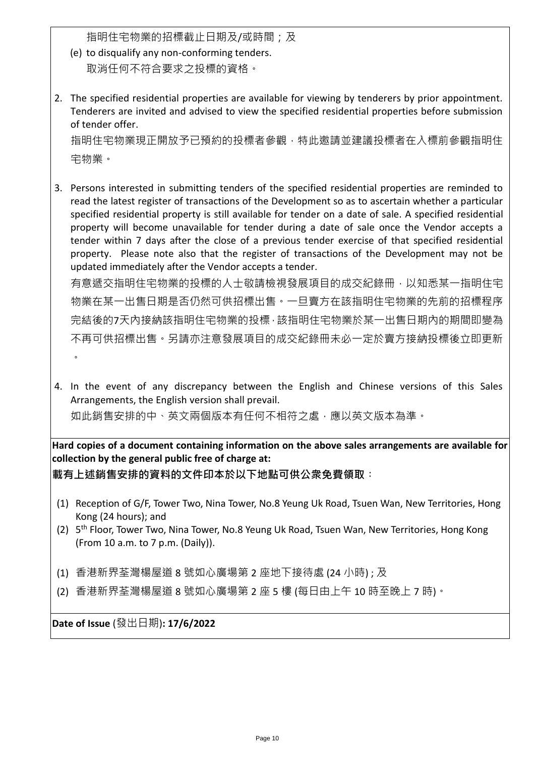指明住宅物業的招標截止日期及/或時間；及

(e) to disqualify any non-conforming tenders.
取消任何不符合要求之投標的資格。

2. The specified residential properties are available for viewing by tenderers by prior appointment. Tenderers are invited and advised to view the specified residential properties before submission of tender offer.
指明住宅物業現正開放予已預約的投標者參觀，特此邀請並建議投標者在入標前參觀指明住宅物業。

3. Persons interested in submitting tenders of the specified residential properties are reminded to read the latest register of transactions of the Development so as to ascertain whether a particular specified residential property is still available for tender on a date of sale. A specified residential property will become unavailable for tender during a date of sale once the Vendor accepts a tender within 7 days after the close of a previous tender exercise of that specified residential property. Please note also that the register of transactions of the Development may not be updated immediately after the Vendor accepts a tender.
有意遞交指明住宅物業的投標的人士敬請檢視發展項目的成交紀錄冊，以知悉某一指明住宅物業在某一出售日期是否仍然可供招標出售。一旦賣方在該指明住宅物業的先前的招標程序完結後的7天內接納該指明住宅物業的投標，該指明住宅物業於某一出售日期內的期間即變為不再可供招標出售。另請亦注意發展項目的成交紀錄冊未必一定於賣方接納投標後立即更新。

4. In the event of any discrepancy between the English and Chinese versions of this Sales Arrangements, the English version shall prevail.
如此銷售安排的中、英文兩個版本有任何不相符之處，應以英文版本為準。

**Hard copies of a document containing information on the above sales arrangements are available for collection by the general public free of charge at:**
**載有上述銷售安排的資料的文件印本於以下地點可供公眾免費領取**：

(1) Reception of G/F, Tower Two, Nina Tower, No.8 Yeung Uk Road, Tsuen Wan, New Territories, Hong Kong (24 hours); and
(2) 5th Floor, Tower Two, Nina Tower, No.8 Yeung Uk Road, Tsuen Wan, New Territories, Hong Kong (From 10 a.m. to 7 p.m. (Daily)).

(1) 香港新界荃灣楊屋道 8 號如心廣場第 2 座地下接待處 (24 小時) ; 及
(2) 香港新界荃灣楊屋道 8 號如心廣場第 2 座 5 樓 (每日由上午 10 時至晚上 7 時)。

**Date of Issue** (發出日期)**: 17/6/2022**